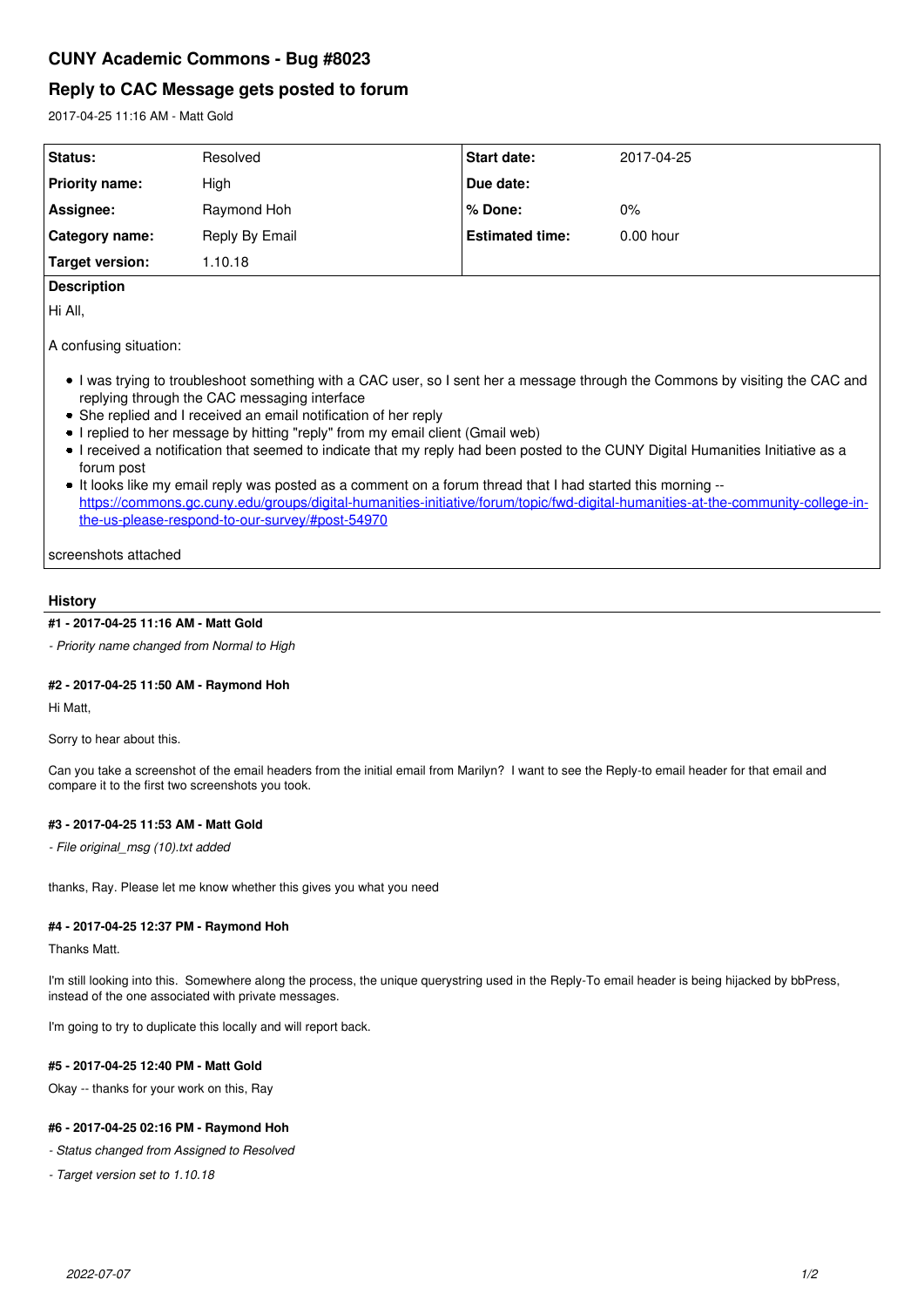# CUNY Academic Commons - Bug #8023

## Reply to CAC Message gets posted to forum

2017-04-25 11:16 AM - Matt Gold

| Status: | Resolved | Start date: | 2017-04-25 |
|---|---|---|---|
| Priority name: | High | Due date: | |
| Assignee: | Raymond Hoh | % Done: | 0% |
| Category name: | Reply By Email | Estimated time: | 0.00 hour |
| Target version: | 1.10.18 | | |

**Description**

Hi All,

A confusing situation:

- I was trying to troubleshoot something with a CAC user, so I sent her a message through the Commons by visiting the CAC and replying through the CAC messaging interface
- She replied and I received an email notification of her reply
- I replied to her message by hitting "reply" from my email client (Gmail web)
- I received a notification that seemed to indicate that my reply had been posted to the CUNY Digital Humanities Initiative as a forum post
- It looks like my email reply was posted as a comment on a forum thread that I had started this morning -- https://commons.gc.cuny.edu/groups/digital-humanities-initiative/forum/topic/fwd-digital-humanities-at-the-community-college-in-the-us-please-respond-to-our-survey/#post-54970

screenshots attached

### History

#### #1 - 2017-04-25 11:16 AM - Matt Gold

*- Priority name changed from Normal to High*

#### #2 - 2017-04-25 11:50 AM - Raymond Hoh

Hi Matt,

Sorry to hear about this.

Can you take a screenshot of the email headers from the initial email from Marilyn? I want to see the Reply-to email header for that email and compare it to the first two screenshots you took.

#### #3 - 2017-04-25 11:53 AM - Matt Gold

*- File original_msg (10).txt added*

thanks, Ray. Please let me know whether this gives you what you need

#### #4 - 2017-04-25 12:37 PM - Raymond Hoh

Thanks Matt.

I'm still looking into this. Somewhere along the process, the unique querystring used in the Reply-To email header is being hijacked by bbPress, instead of the one associated with private messages.

I'm going to try to duplicate this locally and will report back.

#### #5 - 2017-04-25 12:40 PM - Matt Gold

Okay -- thanks for your work on this, Ray

#### #6 - 2017-04-25 02:16 PM - Raymond Hoh

*- Status changed from Assigned to Resolved*

*- Target version set to 1.10.18*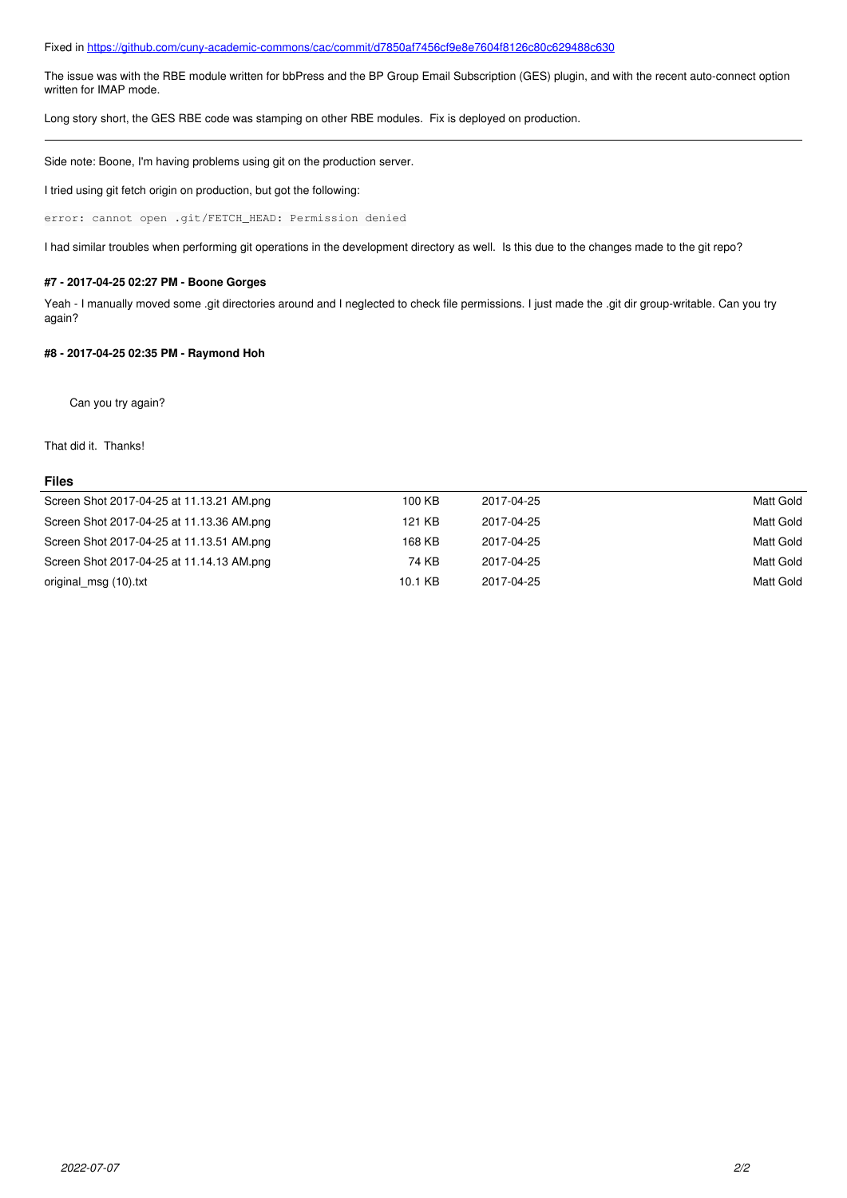Fixed in https://github.com/cuny-academic-commons/cac/commit/d7850af7456cf9e8e7604f8126c80c629488c630

The issue was with the RBE module written for bbPress and the BP Group Email Subscription (GES) plugin, and with the recent auto-connect option written for IMAP mode.

Long story short, the GES RBE code was stamping on other RBE modules. Fix is deployed on production.

---

Side note: Boone, I'm having problems using git on the production server.

I tried using git fetch origin on production, but got the following:

```
error: cannot open .git/FETCH_HEAD: Permission denied
```

I had similar troubles when performing git operations in the development directory as well. Is this due to the changes made to the git repo?

#### #7 - 2017-04-25 02:27 PM - Boone Gorges

Yeah - I manually moved some .git directories around and I neglected to check file permissions. I just made the .git dir group-writable. Can you try again?

#### #8 - 2017-04-25 02:35 PM - Raymond Hoh

> Can you try again?

That did it. Thanks!

### Files

| | | | |
|---|---|---|---|
| Screen Shot 2017-04-25 at 11.13.21 AM.png | 100 KB | 2017-04-25 | Matt Gold |
| Screen Shot 2017-04-25 at 11.13.36 AM.png | 121 KB | 2017-04-25 | Matt Gold |
| Screen Shot 2017-04-25 at 11.13.51 AM.png | 168 KB | 2017-04-25 | Matt Gold |
| Screen Shot 2017-04-25 at 11.14.13 AM.png | 74 KB | 2017-04-25 | Matt Gold |
| original_msg (10).txt | 10.1 KB | 2017-04-25 | Matt Gold |